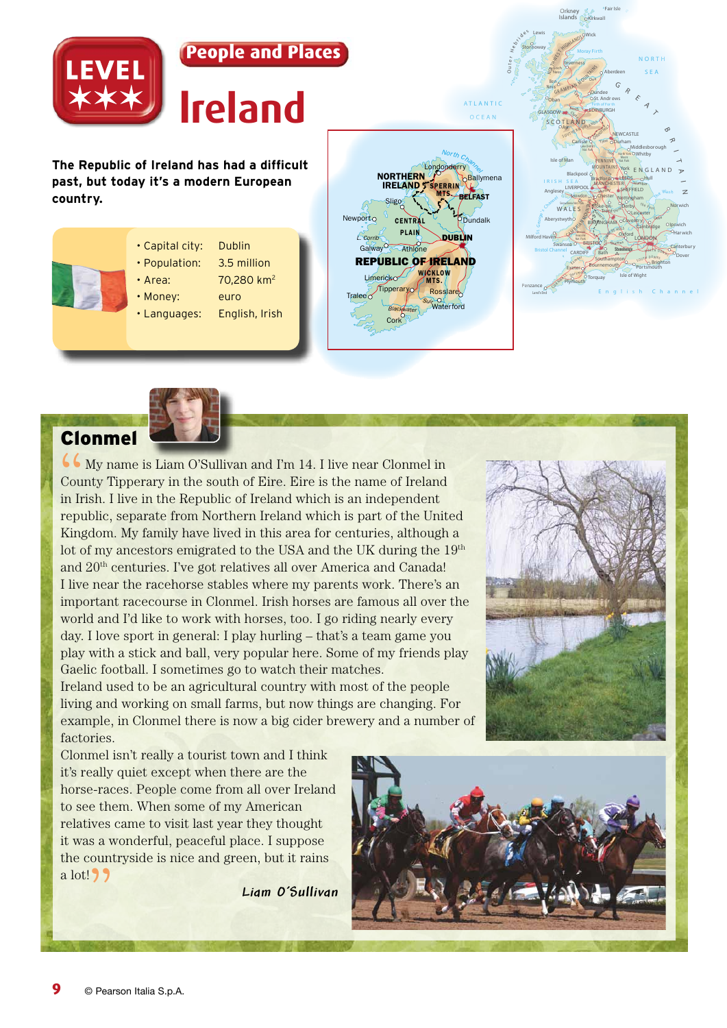LEVEL ★★★

# People and Places

# Ireland

**The Republic of Ireland has had a difficult past, but today it's a modern European country.**

- Capital city: Dublin
- Population: 3.5 million
- Area: 70,280 km²
- Money: euro
- Languages: English, Irish

## Clonmel

"My name is Liam O'Sullivan and I'm 14. I live near Clonmel in County Tipperary in the south of Eire. Eire is the name of Ireland in Irish. I live in the Republic of Ireland which is an independent republic, separate from Northern Ireland which is part of the United Kingdom. My family have lived in this area for centuries, although a lot of my ancestors emigrated to the USA and the UK during the 19th and 20th centuries. I've got relatives all over America and Canada!

I live near the racehorse stables where my parents work. There's an important racecourse in Clonmel. Irish horses are famous all over the world and I'd like to work with horses, too. I go riding nearly every day. I love sport in general: I play hurling – that's a team game you play with a stick and ball, very popular here. Some of my friends play Gaelic football. I sometimes go to watch their matches.

Ireland used to be an agricultural country with most of the people living and working on small farms, but now things are changing. For example, in Clonmel there is now a big cider brewery and a number of factories.

Clonmel isn't really a tourist town and I think it's really quiet except when there are the horse-races. People come from all over Ireland to see them. When some of my American relatives came to visit last year they thought it was a wonderful, peaceful place. I suppose the countryside is nice and green, but it rains a lot!"

*Liam O'Sullivan*

© Pearson Italia S.p.A.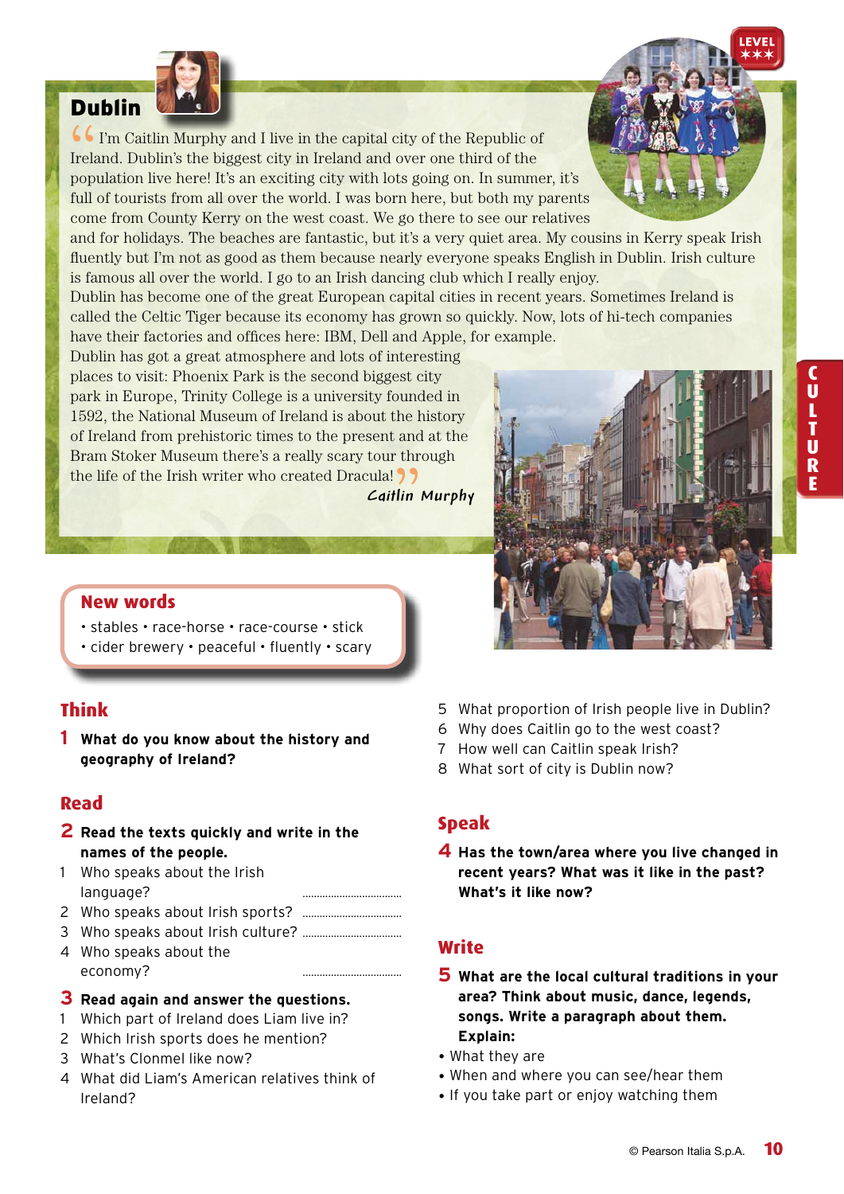# Dublin

"I'm Caitlin Murphy and I live in the capital city of the Republic of Ireland. Dublin's the biggest city in Ireland and over one third of the population live here! It's an exciting city with lots going on. In summer, it's full of tourists from all over the world. I was born here, but both my parents come from County Kerry on the west coast. We go there to see our relatives and for holidays. The beaches are fantastic, but it's a very quiet area. My cousins in Kerry speak Irish fluently but I'm not as good as them because nearly everyone speaks English in Dublin. Irish culture is famous all over the world. I go to an Irish dancing club which I really enjoy.
Dublin has become one of the great European capital cities in recent years. Sometimes Ireland is called the Celtic Tiger because its economy has grown so quickly. Now, lots of hi-tech companies have their factories and offices here: IBM, Dell and Apple, for example.
Dublin has got a great atmosphere and lots of interesting places to visit: Phoenix Park is the second biggest city park in Europe, Trinity College is a university founded in 1592, the National Museum of Ireland is about the history of Ireland from prehistoric times to the present and at the Bram Stoker Museum there's a really scary tour through the life of the Irish writer who created Dracula!"

*Caitlin Murphy*

## New words

- stables • race-horse • race-course • stick
- cider brewery • peaceful • fluently • scary

## Think

**1 What do you know about the history and geography of Ireland?**

## Read

**2 Read the texts quickly and write in the names of the people.**

1. Who speaks about the Irish language? ..................
2. Who speaks about Irish sports? ..................
3. Who speaks about Irish culture? ..................
4. Who speaks about the economy? ..................

**3 Read again and answer the questions.**

1. Which part of Ireland does Liam live in?
2. Which Irish sports does he mention?
3. What's Clonmel like now?
4. What did Liam's American relatives think of Ireland?
5. What proportion of Irish people live in Dublin?
6. Why does Caitlin go to the west coast?
7. How well can Caitlin speak Irish?
8. What sort of city is Dublin now?

## Speak

**4 Has the town/area where you live changed in recent years? What was it like in the past? What's it like now?**

## Write

**5 What are the local cultural traditions in your area? Think about music, dance, legends, songs. Write a paragraph about them. Explain:**

- What they are
- When and where you can see/hear them
- If you take part or enjoy watching them

© Pearson Italia S.p.A.